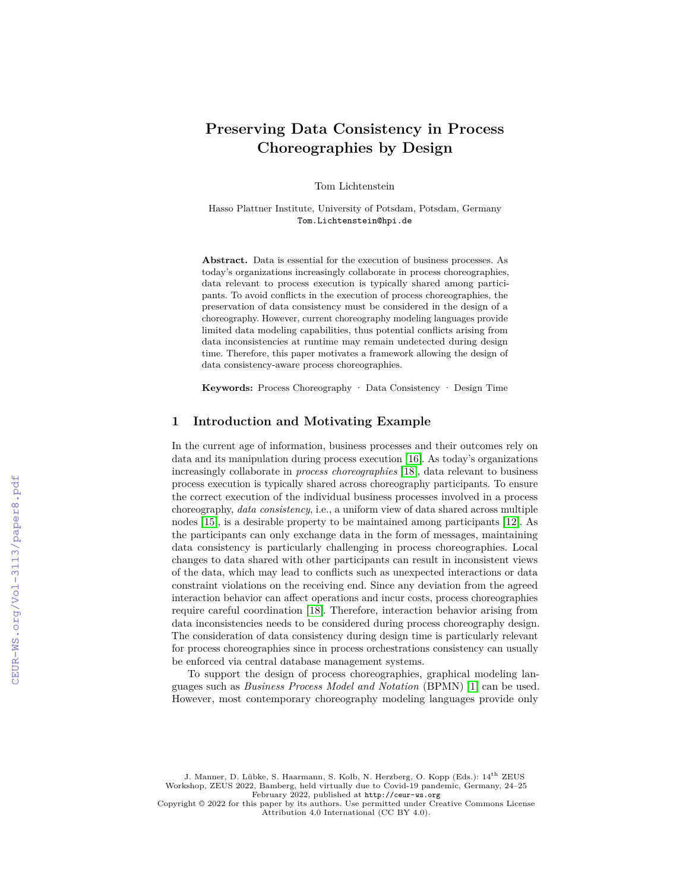# Preserving Data Consistency in Process Choreographies by Design

Tom Lichtenstein

Hasso Plattner Institute, University of Potsdam, Potsdam, Germany
Tom.Lichtenstein@hpi.de

**Abstract.** Data is essential for the execution of business processes. As today's organizations increasingly collaborate in process choreographies, data relevant to process execution is typically shared among participants. To avoid conflicts in the execution of process choreographies, the preservation of data consistency must be considered in the design of a choreography. However, current choreography modeling languages provide limited data modeling capabilities, thus potential conflicts arising from data inconsistencies at runtime may remain undetected during design time. Therefore, this paper motivates a framework allowing the design of data consistency-aware process choreographies.

**Keywords:** Process Choreography · Data Consistency · Design Time

## 1 Introduction and Motivating Example

In the current age of information, business processes and their outcomes rely on data and its manipulation during process execution [16]. As today's organizations increasingly collaborate in *process choreographies* [18], data relevant to business process execution is typically shared across choreography participants. To ensure the correct execution of the individual business processes involved in a process choreography, *data consistency*, i.e., a uniform view of data shared across multiple nodes [15], is a desirable property to be maintained among participants [12]. As the participants can only exchange data in the form of messages, maintaining data consistency is particularly challenging in process choreographies. Local changes to data shared with other participants can result in inconsistent views of the data, which may lead to conflicts such as unexpected interactions or data constraint violations on the receiving end. Since any deviation from the agreed interaction behavior can affect operations and incur costs, process choreographies require careful coordination [18]. Therefore, interaction behavior arising from data inconsistencies needs to be considered during process choreography design. The consideration of data consistency during design time is particularly relevant for process choreographies since in process orchestrations consistency can usually be enforced via central database management systems.

To support the design of process choreographies, graphical modeling languages such as *Business Process Model and Notation* (BPMN) [1] can be used. However, most contemporary choreography modeling languages provide only

J. Manner, D. Lübke, S. Haarmann, S. Kolb, N. Herzberg, O. Kopp (Eds.): 14th ZEUS Workshop, ZEUS 2022, Bamberg, held virtually due to Covid-19 pandemic, Germany, 24–25 February 2022, published at http://ceur-ws.org
Copyright © 2022 for this paper by its authors. Use permitted under Creative Commons License Attribution 4.0 International (CC BY 4.0).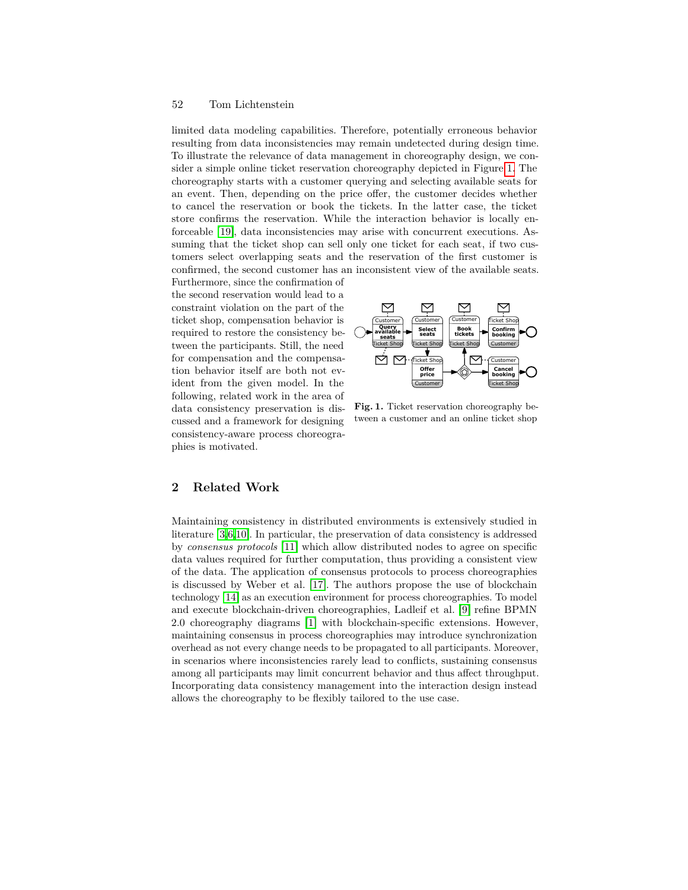limited data modeling capabilities. Therefore, potentially erroneous behavior resulting from data inconsistencies may remain undetected during design time. To illustrate the relevance of data management in choreography design, we consider a simple online ticket reservation choreography depicted in Figure 1. The choreography starts with a customer querying and selecting available seats for an event. Then, depending on the price offer, the customer decides whether to cancel the reservation or book the tickets. In the latter case, the ticket store confirms the reservation. While the interaction behavior is locally enforceable [19], data inconsistencies may arise with concurrent executions. Assuming that the ticket shop can sell only one ticket for each seat, if two customers select overlapping seats and the reservation of the first customer is confirmed, the second customer has an inconsistent view of the available seats. Furthermore, since the confirmation of the second reservation would lead to a constraint violation on the part of the ticket shop, compensation behavior is required to restore the consistency between the participants. Still, the need for compensation and the compensation behavior itself are both not evident from the given model. In the following, related work in the area of data consistency preservation is discussed and a framework for designing consistency-aware process choreographies is motivated.

**Fig. 1.** Ticket reservation choreography between a customer and an online ticket shop

## 2 Related Work

Maintaining consistency in distributed environments is extensively studied in literature [3,6,10]. In particular, the preservation of data consistency is addressed by *consensus protocols* [11] which allow distributed nodes to agree on specific data values required for further computation, thus providing a consistent view of the data. The application of consensus protocols to process choreographies is discussed by Weber et al. [17]. The authors propose the use of blockchain technology [14] as an execution environment for process choreographies. To model and execute blockchain-driven choreographies, Ladleif et al. [9] refine BPMN 2.0 choreography diagrams [1] with blockchain-specific extensions. However, maintaining consensus in process choreographies may introduce synchronization overhead as not every change needs to be propagated to all participants. Moreover, in scenarios where inconsistencies rarely lead to conflicts, sustaining consensus among all participants may limit concurrent behavior and thus affect throughput. Incorporating data consistency management into the interaction design instead allows the choreography to be flexibly tailored to the use case.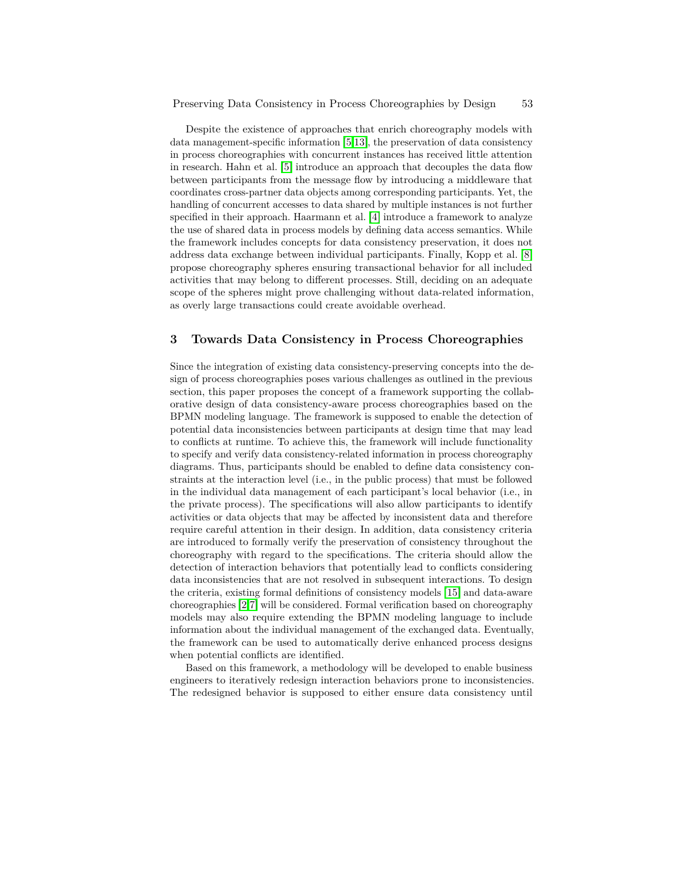Despite the existence of approaches that enrich choreography models with data management-specific information [5,13], the preservation of data consistency in process choreographies with concurrent instances has received little attention in research. Hahn et al. [5] introduce an approach that decouples the data flow between participants from the message flow by introducing a middleware that coordinates cross-partner data objects among corresponding participants. Yet, the handling of concurrent accesses to data shared by multiple instances is not further specified in their approach. Haarmann et al. [4] introduce a framework to analyze the use of shared data in process models by defining data access semantics. While the framework includes concepts for data consistency preservation, it does not address data exchange between individual participants. Finally, Kopp et al. [8] propose choreography spheres ensuring transactional behavior for all included activities that may belong to different processes. Still, deciding on an adequate scope of the spheres might prove challenging without data-related information, as overly large transactions could create avoidable overhead.

## 3 Towards Data Consistency in Process Choreographies

Since the integration of existing data consistency-preserving concepts into the design of process choreographies poses various challenges as outlined in the previous section, this paper proposes the concept of a framework supporting the collaborative design of data consistency-aware process choreographies based on the BPMN modeling language. The framework is supposed to enable the detection of potential data inconsistencies between participants at design time that may lead to conflicts at runtime. To achieve this, the framework will include functionality to specify and verify data consistency-related information in process choreography diagrams. Thus, participants should be enabled to define data consistency constraints at the interaction level (i.e., in the public process) that must be followed in the individual data management of each participant's local behavior (i.e., in the private process). The specifications will also allow participants to identify activities or data objects that may be affected by inconsistent data and therefore require careful attention in their design. In addition, data consistency criteria are introduced to formally verify the preservation of consistency throughout the choreography with regard to the specifications. The criteria should allow the detection of interaction behaviors that potentially lead to conflicts considering data inconsistencies that are not resolved in subsequent interactions. To design the criteria, existing formal definitions of consistency models [15] and data-aware choreographies [2,7] will be considered. Formal verification based on choreography models may also require extending the BPMN modeling language to include information about the individual management of the exchanged data. Eventually, the framework can be used to automatically derive enhanced process designs when potential conflicts are identified.

Based on this framework, a methodology will be developed to enable business engineers to iteratively redesign interaction behaviors prone to inconsistencies. The redesigned behavior is supposed to either ensure data consistency until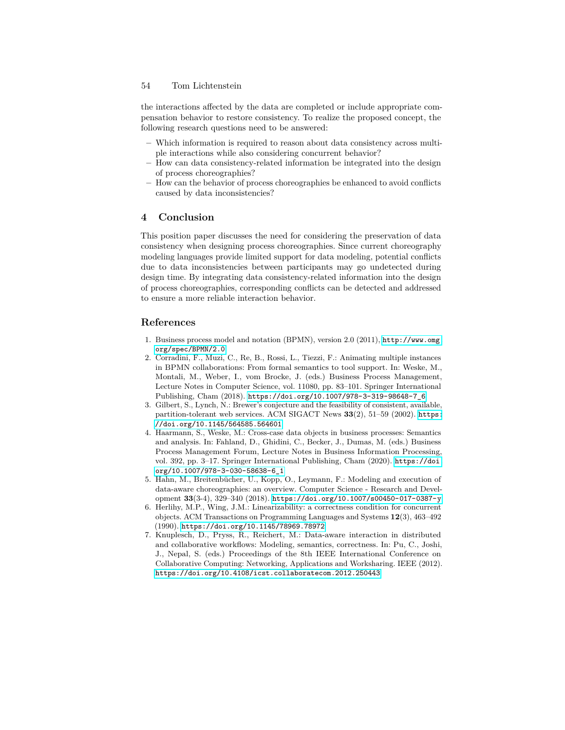the interactions affected by the data are completed or include appropriate compensation behavior to restore consistency. To realize the proposed concept, the following research questions need to be answered:

- Which information is required to reason about data consistency across multiple interactions while also considering concurrent behavior?
- How can data consistency-related information be integrated into the design of process choreographies?
- How can the behavior of process choreographies be enhanced to avoid conflicts caused by data inconsistencies?

## 4 Conclusion

This position paper discusses the need for considering the preservation of data consistency when designing process choreographies. Since current choreography modeling languages provide limited support for data modeling, potential conflicts due to data inconsistencies between participants may go undetected during design time. By integrating data consistency-related information into the design of process choreographies, corresponding conflicts can be detected and addressed to ensure a more reliable interaction behavior.

## References

1. Business process model and notation (BPMN), version 2.0 (2011), http://www.omg.org/spec/BPMN/2.0
2. Corradini, F., Muzi, C., Re, B., Rossi, L., Tiezzi, F.: Animating multiple instances in BPMN collaborations: From formal semantics to tool support. In: Weske, M., Montali, M., Weber, I., vom Brocke, J. (eds.) Business Process Management, Lecture Notes in Computer Science, vol. 11080, pp. 83–101. Springer International Publishing, Cham (2018). https://doi.org/10.1007/978-3-319-98648-7_6
3. Gilbert, S., Lynch, N.: Brewer's conjecture and the feasibility of consistent, available, partition-tolerant web services. ACM SIGACT News **33**(2), 51–59 (2002). https://doi.org/10.1145/564585.564601
4. Haarmann, S., Weske, M.: Cross-case data objects in business processes: Semantics and analysis. In: Fahland, D., Ghidini, C., Becker, J., Dumas, M. (eds.) Business Process Management Forum, Lecture Notes in Business Information Processing, vol. 392, pp. 3–17. Springer International Publishing, Cham (2020). https://doi.org/10.1007/978-3-030-58638-6_1
5. Hahn, M., Breitenbücher, U., Kopp, O., Leymann, F.: Modeling and execution of data-aware choreographies: an overview. Computer Science - Research and Development **33**(3-4), 329–340 (2018). https://doi.org/10.1007/s00450-017-0387-y
6. Herlihy, M.P., Wing, J.M.: Linearizability: a correctness condition for concurrent objects. ACM Transactions on Programming Languages and Systems **12**(3), 463–492 (1990). https://doi.org/10.1145/78969.78972
7. Knuplesch, D., Pryss, R., Reichert, M.: Data-aware interaction in distributed and collaborative workflows: Modeling, semantics, correctness. In: Pu, C., Joshi, J., Nepal, S. (eds.) Proceedings of the 8th IEEE International Conference on Collaborative Computing: Networking, Applications and Worksharing. IEEE (2012). https://doi.org/10.4108/icst.collaboratecom.2012.250443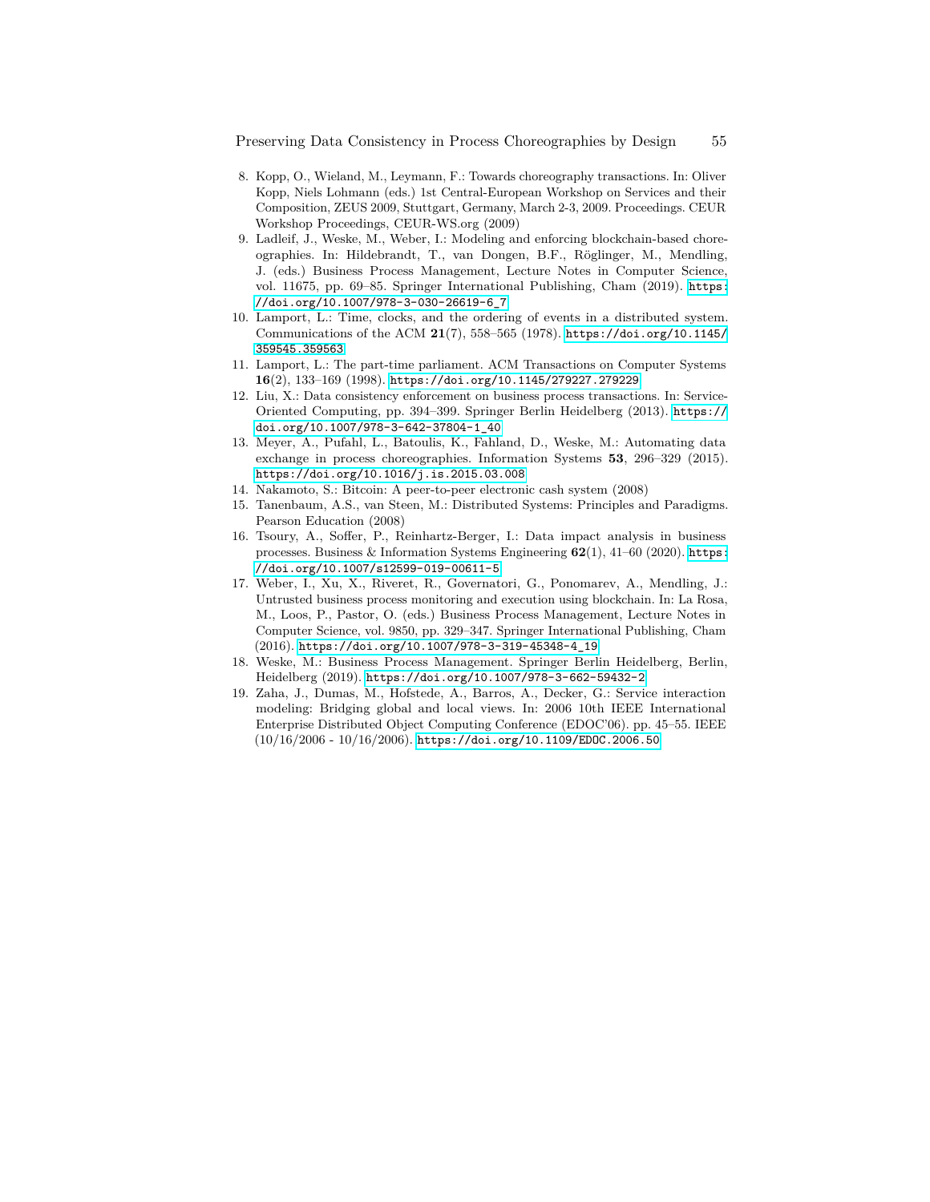8. Kopp, O., Wieland, M., Leymann, F.: Towards choreography transactions. In: Oliver Kopp, Niels Lohmann (eds.) 1st Central-European Workshop on Services and their Composition, ZEUS 2009, Stuttgart, Germany, March 2-3, 2009. Proceedings. CEUR Workshop Proceedings, CEUR-WS.org (2009)
9. Ladleif, J., Weske, M., Weber, I.: Modeling and enforcing blockchain-based choreographies. In: Hildebrandt, T., van Dongen, B.F., Röglinger, M., Mendling, J. (eds.) Business Process Management, Lecture Notes in Computer Science, vol. 11675, pp. 69–85. Springer International Publishing, Cham (2019). https://doi.org/10.1007/978-3-030-26619-6_7
10. Lamport, L.: Time, clocks, and the ordering of events in a distributed system. Communications of the ACM **21**(7), 558–565 (1978). https://doi.org/10.1145/359545.359563
11. Lamport, L.: The part-time parliament. ACM Transactions on Computer Systems **16**(2), 133–169 (1998). https://doi.org/10.1145/279227.279229
12. Liu, X.: Data consistency enforcement on business process transactions. In: Service-Oriented Computing, pp. 394–399. Springer Berlin Heidelberg (2013). https://doi.org/10.1007/978-3-642-37804-1_40
13. Meyer, A., Pufahl, L., Batoulis, K., Fahland, D., Weske, M.: Automating data exchange in process choreographies. Information Systems **53**, 296–329 (2015). https://doi.org/10.1016/j.is.2015.03.008
14. Nakamoto, S.: Bitcoin: A peer-to-peer electronic cash system (2008)
15. Tanenbaum, A.S., van Steen, M.: Distributed Systems: Principles and Paradigms. Pearson Education (2008)
16. Tsoury, A., Soffer, P., Reinhartz-Berger, I.: Data impact analysis in business processes. Business & Information Systems Engineering **62**(1), 41–60 (2020). https://doi.org/10.1007/s12599-019-00611-5
17. Weber, I., Xu, X., Riveret, R., Governatori, G., Ponomarev, A., Mendling, J.: Untrusted business process monitoring and execution using blockchain. In: La Rosa, M., Loos, P., Pastor, O. (eds.) Business Process Management, Lecture Notes in Computer Science, vol. 9850, pp. 329–347. Springer International Publishing, Cham (2016). https://doi.org/10.1007/978-3-319-45348-4_19
18. Weske, M.: Business Process Management. Springer Berlin Heidelberg, Berlin, Heidelberg (2019). https://doi.org/10.1007/978-3-662-59432-2
19. Zaha, J., Dumas, M., Hofstede, A., Barros, A., Decker, G.: Service interaction modeling: Bridging global and local views. In: 2006 10th IEEE International Enterprise Distributed Object Computing Conference (EDOC'06). pp. 45–55. IEEE (10/16/2006 - 10/16/2006). https://doi.org/10.1109/EDOC.2006.50